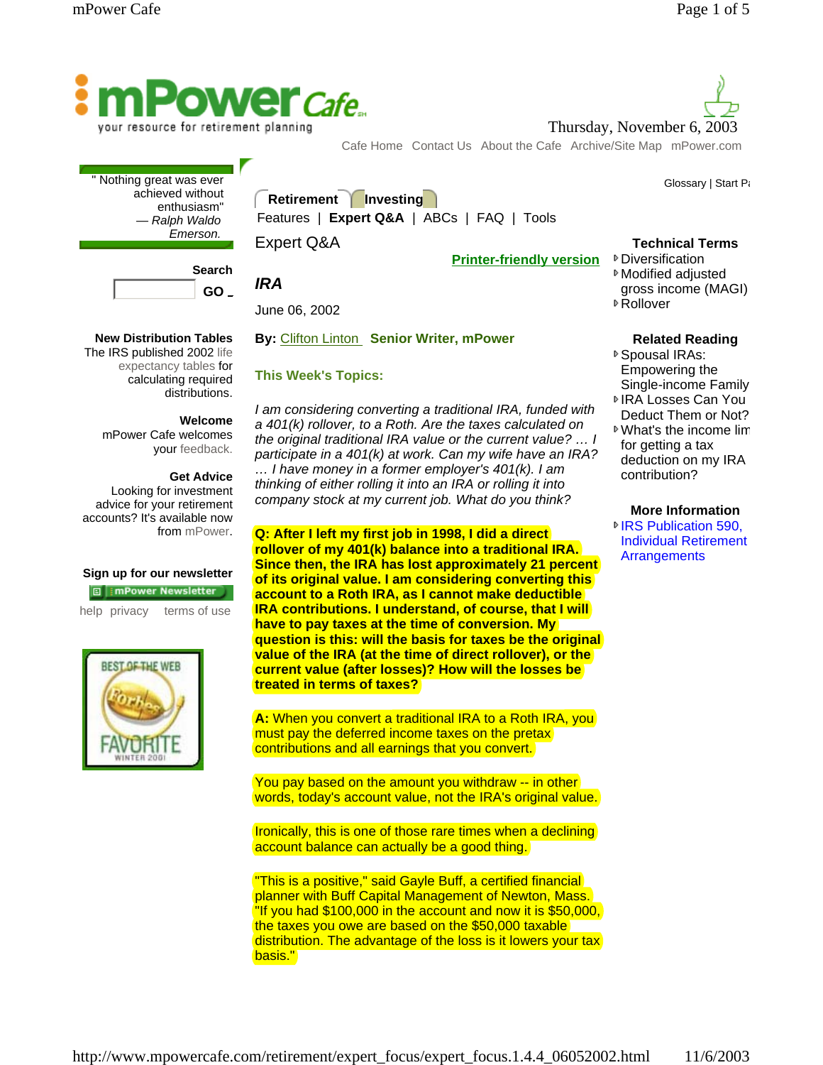mPower Cafe

your resource for retirement planning

Thursday, November 6, 2003

Cafe Home | Contact Us | About the Cafe | Archive/Site Map | mPower.com

" Nothing great was ever achieved without enthusiasm"
— *Ralph Waldo Emerson.*

Search

GO

**New Distribution Tables**
The IRS published 2002 life expectancy tables for calculating required distributions.

**Welcome**
mPower Cafe welcomes your feedback.

**Get Advice**
Looking for investment advice for your retirement accounts? It's available now from mPower.

**Sign up for our newsletter**

mPower Newsletter

help privacy terms of use

BEST OF THE WEB Forbes FAVORITE WINTER 2001

Glossary | Start Page

**Retirement** | **Investing**

Features | **Expert Q&A** | ABCs | FAQ | Tools

# Expert Q&A

Printer-friendly version

## *IRA*

June 06, 2002

**By:** Clifton Linton **Senior Writer, mPower**

**This Week's Topics:**

*I am considering converting a traditional IRA, funded with a 401(k) rollover, to a Roth. Are the taxes calculated on the original traditional IRA value or the current value? … I participate in a 401(k) at work. Can my wife have an IRA? … I have money in a former employer's 401(k). I am thinking of either rolling it into an IRA or rolling it into company stock at my current job. What do you think?*

**Q: After I left my first job in 1998, I did a direct rollover of my 401(k) balance into a traditional IRA. Since then, the IRA has lost approximately 21 percent of its original value. I am considering converting this account to a Roth IRA, as I cannot make deductible IRA contributions. I understand, of course, that I will have to pay taxes at the time of conversion. My question is this: will the basis for taxes be the original value of the IRA (at the time of direct rollover), or the current value (after losses)? How will the losses be treated in terms of taxes?**

**A:** When you convert a traditional IRA to a Roth IRA, you must pay the deferred income taxes on the pretax contributions and all earnings that you convert.

You pay based on the amount you withdraw -- in other words, today's account value, not the IRA's original value.

Ironically, this is one of those rare times when a declining account balance can actually be a good thing.

"This is a positive," said Gayle Buff, a certified financial planner with Buff Capital Management of Newton, Mass. "If you had $100,000 in the account and now it is $50,000, the taxes you owe are based on the $50,000 taxable distribution. The advantage of the loss is it lowers your tax basis."

**Technical Terms**

- Diversification
- Modified adjusted gross income (MAGI)
- Rollover

**Related Reading**

- Spousal IRAs: Empowering the Single-income Family
- IRA Losses Can You Deduct Them or Not?
- What's the income limit for getting a tax deduction on my IRA contribution?

**More Information**

- IRS Publication 590, Individual Retirement Arrangements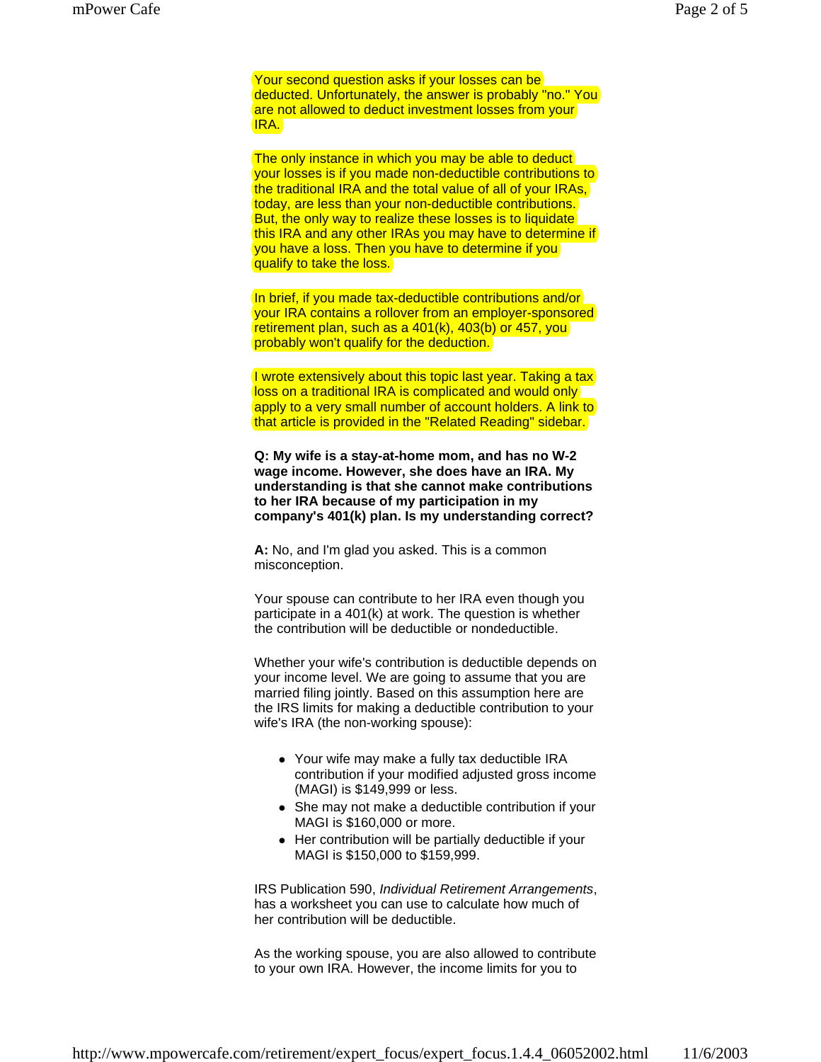Your second question asks if your losses can be deducted. Unfortunately, the answer is probably "no." You are not allowed to deduct investment losses from your IRA.

The only instance in which you may be able to deduct your losses is if you made non-deductible contributions to the traditional IRA and the total value of all of your IRAs, today, are less than your non-deductible contributions. But, the only way to realize these losses is to liquidate this IRA and any other IRAs you may have to determine if you have a loss. Then you have to determine if you qualify to take the loss.

In brief, if you made tax-deductible contributions and/or your IRA contains a rollover from an employer-sponsored retirement plan, such as a 401(k), 403(b) or 457, you probably won't qualify for the deduction.

I wrote extensively about this topic last year. Taking a tax loss on a traditional IRA is complicated and would only apply to a very small number of account holders. A link to that article is provided in the "Related Reading" sidebar.

**Q: My wife is a stay-at-home mom, and has no W-2 wage income. However, she does have an IRA. My understanding is that she cannot make contributions to her IRA because of my participation in my company's 401(k) plan. Is my understanding correct?**

**A:** No, and I'm glad you asked. This is a common misconception.

Your spouse can contribute to her IRA even though you participate in a 401(k) at work. The question is whether the contribution will be deductible or nondeductible.

Whether your wife's contribution is deductible depends on your income level. We are going to assume that you are married filing jointly. Based on this assumption here are the IRS limits for making a deductible contribution to your wife's IRA (the non-working spouse):

- Your wife may make a fully tax deductible IRA contribution if your modified adjusted gross income (MAGI) is $149,999 or less.
- She may not make a deductible contribution if your MAGI is $160,000 or more.
- Her contribution will be partially deductible if your MAGI is $150,000 to $159,999.

IRS Publication 590, *Individual Retirement Arrangements*, has a worksheet you can use to calculate how much of her contribution will be deductible.

As the working spouse, you are also allowed to contribute to your own IRA. However, the income limits for you to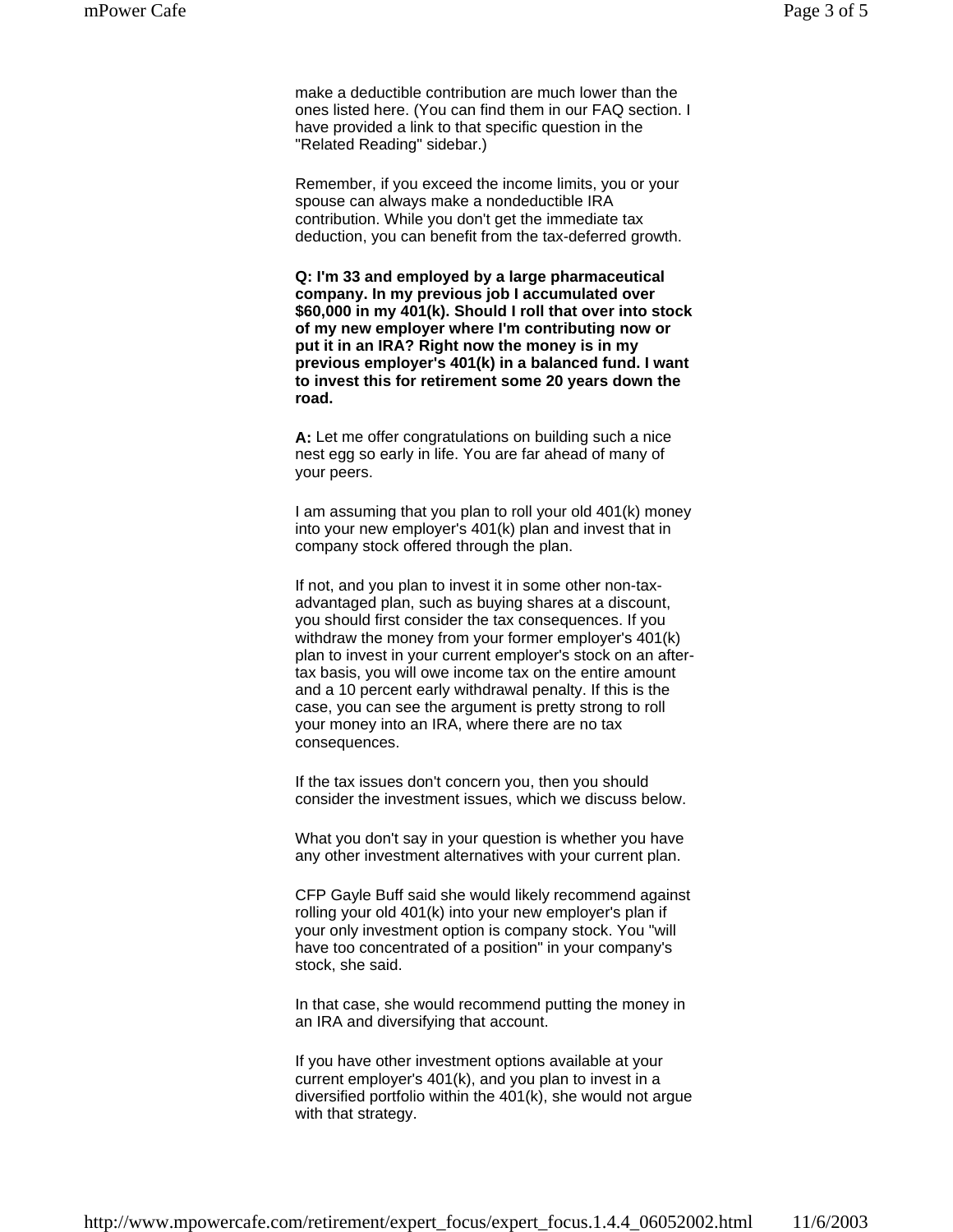make a deductible contribution are much lower than the ones listed here. (You can find them in our FAQ section. I have provided a link to that specific question in the "Related Reading" sidebar.)

Remember, if you exceed the income limits, you or your spouse can always make a nondeductible IRA contribution. While you don't get the immediate tax deduction, you can benefit from the tax-deferred growth.

**Q: I'm 33 and employed by a large pharmaceutical company. In my previous job I accumulated over $60,000 in my 401(k). Should I roll that over into stock of my new employer where I'm contributing now or put it in an IRA? Right now the money is in my previous employer's 401(k) in a balanced fund. I want to invest this for retirement some 20 years down the road.**

**A:** Let me offer congratulations on building such a nice nest egg so early in life. You are far ahead of many of your peers.

I am assuming that you plan to roll your old 401(k) money into your new employer's 401(k) plan and invest that in company stock offered through the plan.

If not, and you plan to invest it in some other non-tax-advantaged plan, such as buying shares at a discount, you should first consider the tax consequences. If you withdraw the money from your former employer's 401(k) plan to invest in your current employer's stock on an after-tax basis, you will owe income tax on the entire amount and a 10 percent early withdrawal penalty. If this is the case, you can see the argument is pretty strong to roll your money into an IRA, where there are no tax consequences.

If the tax issues don't concern you, then you should consider the investment issues, which we discuss below.

What you don't say in your question is whether you have any other investment alternatives with your current plan.

CFP Gayle Buff said she would likely recommend against rolling your old 401(k) into your new employer's plan if your only investment option is company stock. You "will have too concentrated of a position" in your company's stock, she said.

In that case, she would recommend putting the money in an IRA and diversifying that account.

If you have other investment options available at your current employer's 401(k), and you plan to invest in a diversified portfolio within the 401(k), she would not argue with that strategy.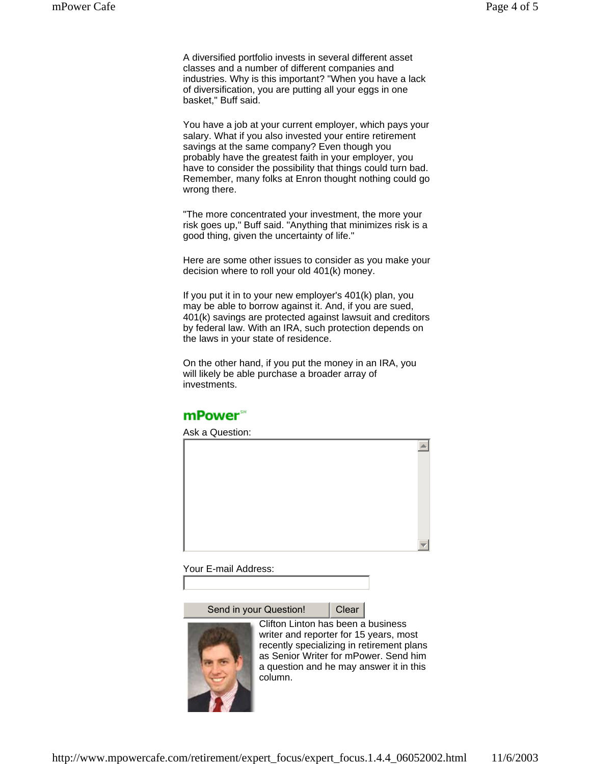A diversified portfolio invests in several different asset classes and a number of different companies and industries. Why is this important? "When you have a lack of diversification, you are putting all your eggs in one basket," Buff said.

You have a job at your current employer, which pays your salary. What if you also invested your entire retirement savings at the same company? Even though you probably have the greatest faith in your employer, you have to consider the possibility that things could turn bad. Remember, many folks at Enron thought nothing could go wrong there.

"The more concentrated your investment, the more your risk goes up," Buff said. "Anything that minimizes risk is a good thing, given the uncertainty of life."

Here are some other issues to consider as you make your decision where to roll your old 401(k) money.

If you put it in to your new employer's 401(k) plan, you may be able to borrow against it. And, if you are sued, 401(k) savings are protected against lawsuit and creditors by federal law. With an IRA, such protection depends on the laws in your state of residence.

On the other hand, if you put the money in an IRA, you will likely be able purchase a broader array of investments.

**mPower**SM

Ask a Question:

Your E-mail Address:

Send in your Question! | Clear

Clifton Linton has been a business writer and reporter for 15 years, most recently specializing in retirement plans as Senior Writer for mPower. Send him a question and he may answer it in this column.